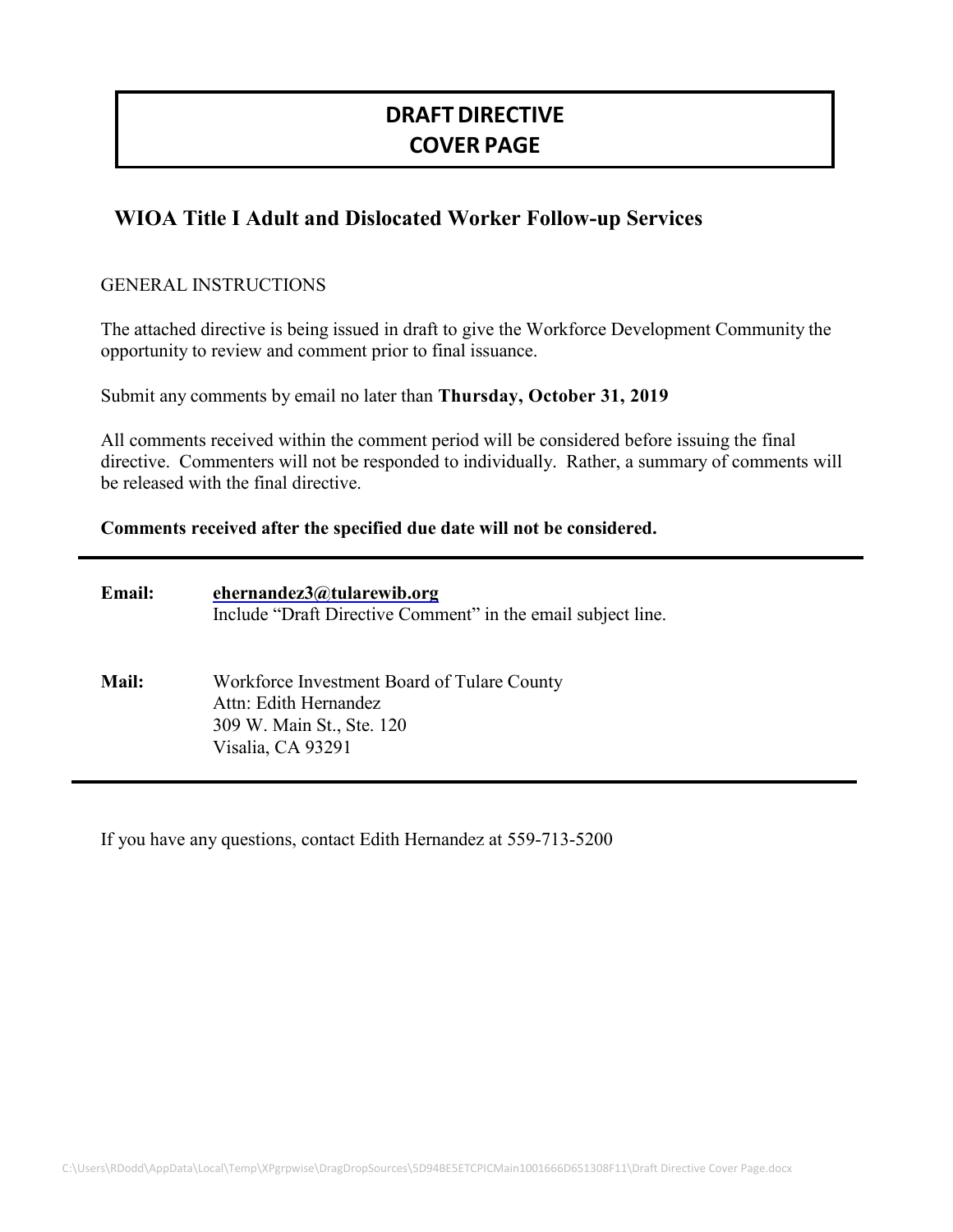# DRAFT DIRECTIVE
# COVER PAGE

## WIOA Title I Adult and Dislocated Worker Follow-up Services

GENERAL INSTRUCTIONS

The attached directive is being issued in draft to give the Workforce Development Community the opportunity to review and comment prior to final issuance.

Submit any comments by email no later than **Thursday, October 31, 2019**

All comments received within the comment period will be considered before issuing the final directive. Commenters will not be responded to individually. Rather, a summary of comments will be released with the final directive.

**Comments received after the specified due date will not be considered.**

---

**Email:** **ehernandez3@tularewib.org**
Include "Draft Directive Comment" in the email subject line.

**Mail:** Workforce Investment Board of Tulare County
Attn: Edith Hernandez
309 W. Main St., Ste. 120
Visalia, CA 93291

---

If you have any questions, contact Edith Hernandez at 559-713-5200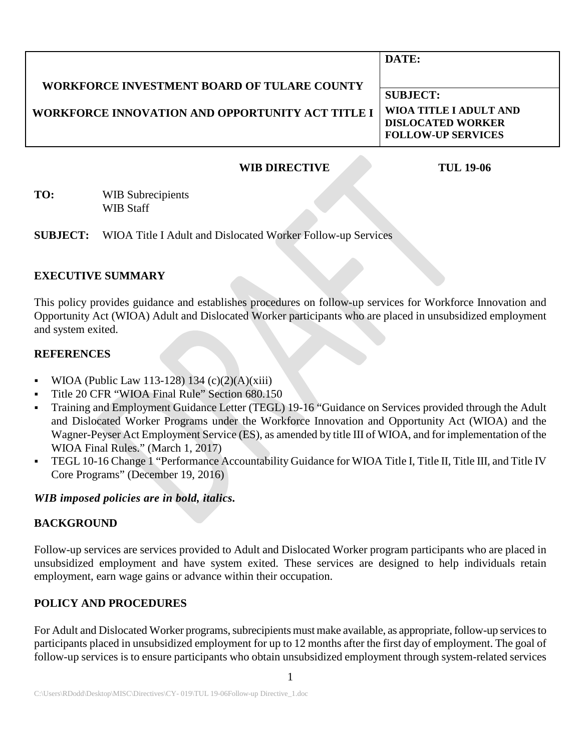| WORKFORCE INVESTMENT BOARD OF TULARE COUNTY<br><br>WORKFORCE INNOVATION AND OPPORTUNITY ACT TITLE I | **DATE:** |
| --- | --- |
| | **SUBJECT:**<br>**WIOA TITLE I ADULT AND DISLOCATED WORKER FOLLOW-UP SERVICES** |

**WIB DIRECTIVE** **TUL 19-06**

**TO:** WIB Subrecipients
WIB Staff

**SUBJECT:** WIOA Title I Adult and Dislocated Worker Follow-up Services

## EXECUTIVE SUMMARY

This policy provides guidance and establishes procedures on follow-up services for Workforce Innovation and Opportunity Act (WIOA) Adult and Dislocated Worker participants who are placed in unsubsidized employment and system exited.

## REFERENCES

- WIOA (Public Law 113-128) 134 (c)(2)(A)(xiii)
- Title 20 CFR "WIOA Final Rule" Section 680.150
- Training and Employment Guidance Letter (TEGL) 19-16 "Guidance on Services provided through the Adult and Dislocated Worker Programs under the Workforce Innovation and Opportunity Act (WIOA) and the Wagner-Peyser Act Employment Service (ES), as amended by title III of WIOA, and for implementation of the WIOA Final Rules." (March 1, 2017)
- TEGL 10-16 Change 1 "Performance Accountability Guidance for WIOA Title I, Title II, Title III, and Title IV Core Programs" (December 19, 2016)

***WIB imposed policies are in bold, italics.***

## BACKGROUND

Follow-up services are services provided to Adult and Dislocated Worker program participants who are placed in unsubsidized employment and have system exited. These services are designed to help individuals retain employment, earn wage gains or advance within their occupation.

## POLICY AND PROCEDURES

For Adult and Dislocated Worker programs, subrecipients must make available, as appropriate, follow-up services to participants placed in unsubsidized employment for up to 12 months after the first day of employment. The goal of follow-up services is to ensure participants who obtain unsubsidized employment through system-related services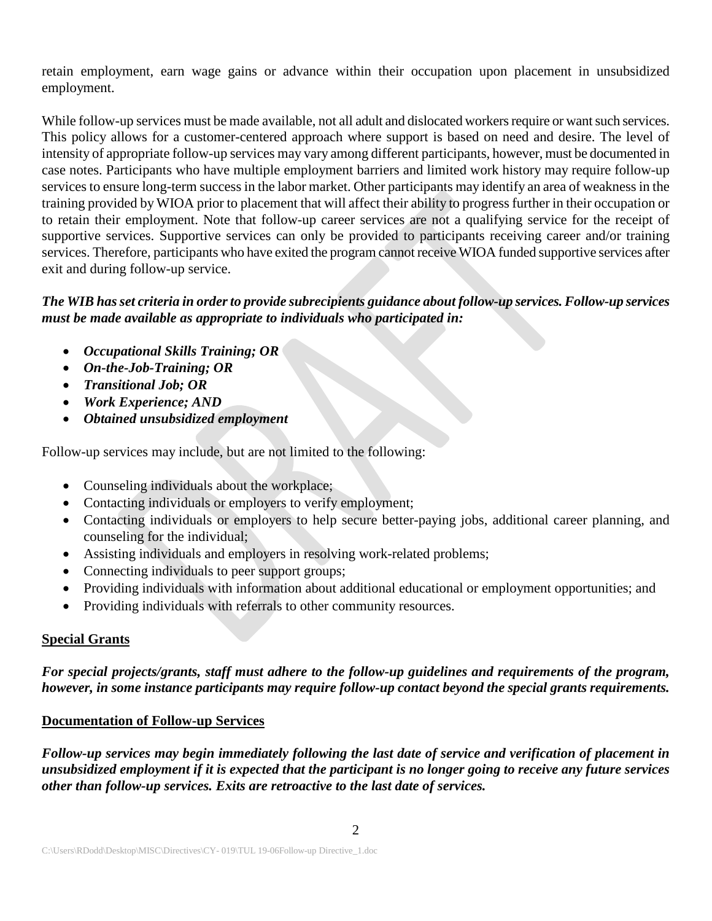retain employment, earn wage gains or advance within their occupation upon placement in unsubsidized employment.

While follow-up services must be made available, not all adult and dislocated workers require or want such services. This policy allows for a customer-centered approach where support is based on need and desire. The level of intensity of appropriate follow-up services may vary among different participants, however, must be documented in case notes. Participants who have multiple employment barriers and limited work history may require follow-up services to ensure long-term success in the labor market. Other participants may identify an area of weakness in the training provided by WIOA prior to placement that will affect their ability to progress further in their occupation or to retain their employment. Note that follow-up career services are not a qualifying service for the receipt of supportive services. Supportive services can only be provided to participants receiving career and/or training services. Therefore, participants who have exited the program cannot receive WIOA funded supportive services after exit and during follow-up service.

***The WIB has set criteria in order to provide subrecipients guidance about follow-up services. Follow-up services must be made available as appropriate to individuals who participated in:***

- ***Occupational Skills Training; OR***
- ***On-the-Job-Training; OR***
- ***Transitional Job; OR***
- ***Work Experience; AND***
- ***Obtained unsubsidized employment***

Follow-up services may include, but are not limited to the following:

- Counseling individuals about the workplace;
- Contacting individuals or employers to verify employment;
- Contacting individuals or employers to help secure better-paying jobs, additional career planning, and counseling for the individual;
- Assisting individuals and employers in resolving work-related problems;
- Connecting individuals to peer support groups;
- Providing individuals with information about additional educational or employment opportunities; and
- Providing individuals with referrals to other community resources.

**Special Grants**

***For special projects/grants, staff must adhere to the follow-up guidelines and requirements of the program, however, in some instance participants may require follow-up contact beyond the special grants requirements.***

**Documentation of Follow-up Services**

***Follow-up services may begin immediately following the last date of service and verification of placement in unsubsidized employment if it is expected that the participant is no longer going to receive any future services other than follow-up services. Exits are retroactive to the last date of services.***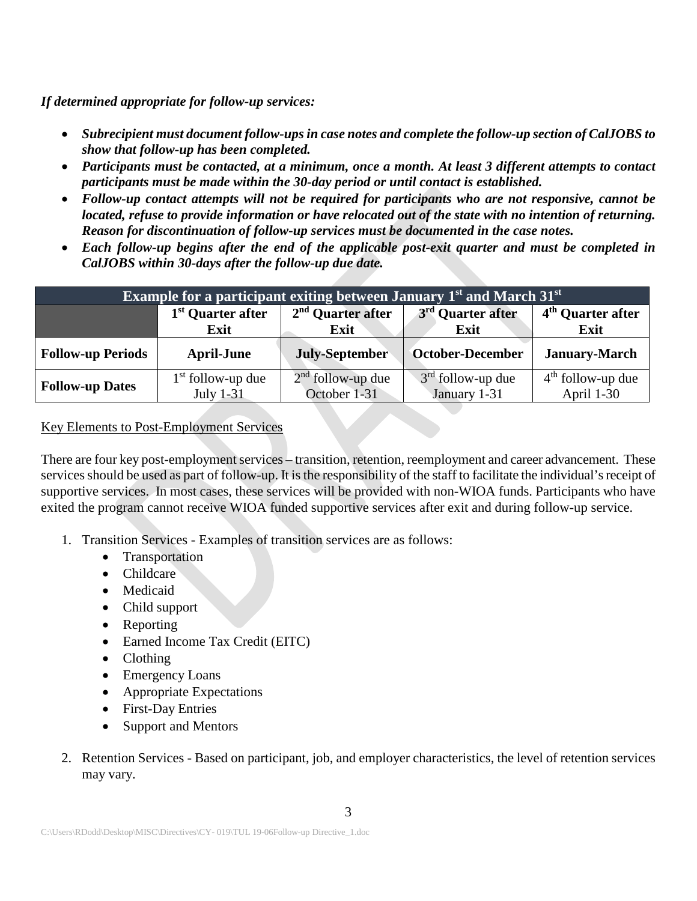***If determined appropriate for follow-up services:***

- ***Subrecipient must document follow-ups in case notes and complete the follow-up section of CalJOBS to show that follow-up has been completed.***
- ***Participants must be contacted, at a minimum, once a month. At least 3 different attempts to contact participants must be made within the 30-day period or until contact is established.***
- ***Follow-up contact attempts will not be required for participants who are not responsive, cannot be located, refuse to provide information or have relocated out of the state with no intention of returning. Reason for discontinuation of follow-up services must be documented in the case notes.***
- ***Each follow-up begins after the end of the applicable post-exit quarter and must be completed in CalJOBS within 30-days after the follow-up due date.***

| Example for a participant exiting between January 1st and March 31st | | | | |
|---|---|---|---|---|
| | **1st Quarter after Exit** | **2nd Quarter after Exit** | **3rd Quarter after Exit** | **4th Quarter after Exit** |
| **Follow-up Periods** | **April-June** | **July-September** | **October-December** | **January-March** |
| **Follow-up Dates** | 1st follow-up due July 1-31 | 2nd follow-up due October 1-31 | 3rd follow-up due January 1-31 | 4th follow-up due April 1-30 |

<u>Key Elements to Post-Employment Services</u>

There are four key post-employment services – transition, retention, reemployment and career advancement. These services should be used as part of follow-up. It is the responsibility of the staff to facilitate the individual's receipt of supportive services. In most cases, these services will be provided with non-WIOA funds. Participants who have exited the program cannot receive WIOA funded supportive services after exit and during follow-up service.

1. Transition Services - Examples of transition services are as follows:
   - Transportation
   - Childcare
   - Medicaid
   - Child support
   - Reporting
   - Earned Income Tax Credit (EITC)
   - Clothing
   - Emergency Loans
   - Appropriate Expectations
   - First-Day Entries
   - Support and Mentors

2. Retention Services - Based on participant, job, and employer characteristics, the level of retention services may vary.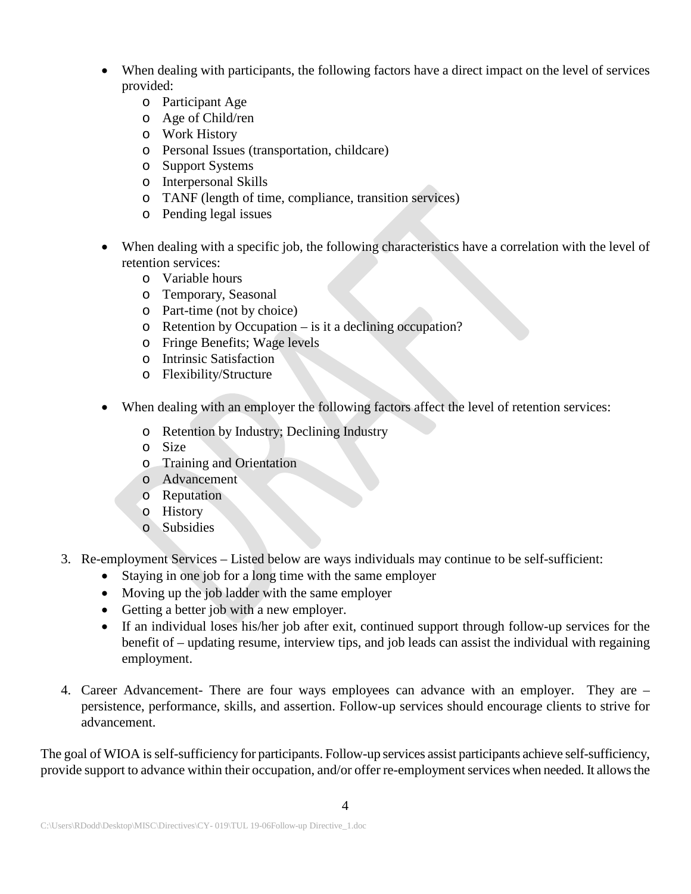- When dealing with participants, the following factors have a direct impact on the level of services provided:
    - Participant Age
    - Age of Child/ren
    - Work History
    - Personal Issues (transportation, childcare)
    - Support Systems
    - Interpersonal Skills
    - TANF (length of time, compliance, transition services)
    - Pending legal issues

- When dealing with a specific job, the following characteristics have a correlation with the level of retention services:
    - Variable hours
    - Temporary, Seasonal
    - Part-time (not by choice)
    - Retention by Occupation – is it a declining occupation?
    - Fringe Benefits; Wage levels
    - Intrinsic Satisfaction
    - Flexibility/Structure

- When dealing with an employer the following factors affect the level of retention services:
    - Retention by Industry; Declining Industry
    - Size
    - Training and Orientation
    - Advancement
    - Reputation
    - History
    - Subsidies

3. Re-employment Services – Listed below are ways individuals may continue to be self-sufficient:
    - Staying in one job for a long time with the same employer
    - Moving up the job ladder with the same employer
    - Getting a better job with a new employer.
    - If an individual loses his/her job after exit, continued support through follow-up services for the benefit of – updating resume, interview tips, and job leads can assist the individual with regaining employment.

4. Career Advancement- There are four ways employees can advance with an employer. They are – persistence, performance, skills, and assertion. Follow-up services should encourage clients to strive for advancement.

The goal of WIOA is self-sufficiency for participants. Follow-up services assist participants achieve self-sufficiency, provide support to advance within their occupation, and/or offer re-employment services when needed. It allows the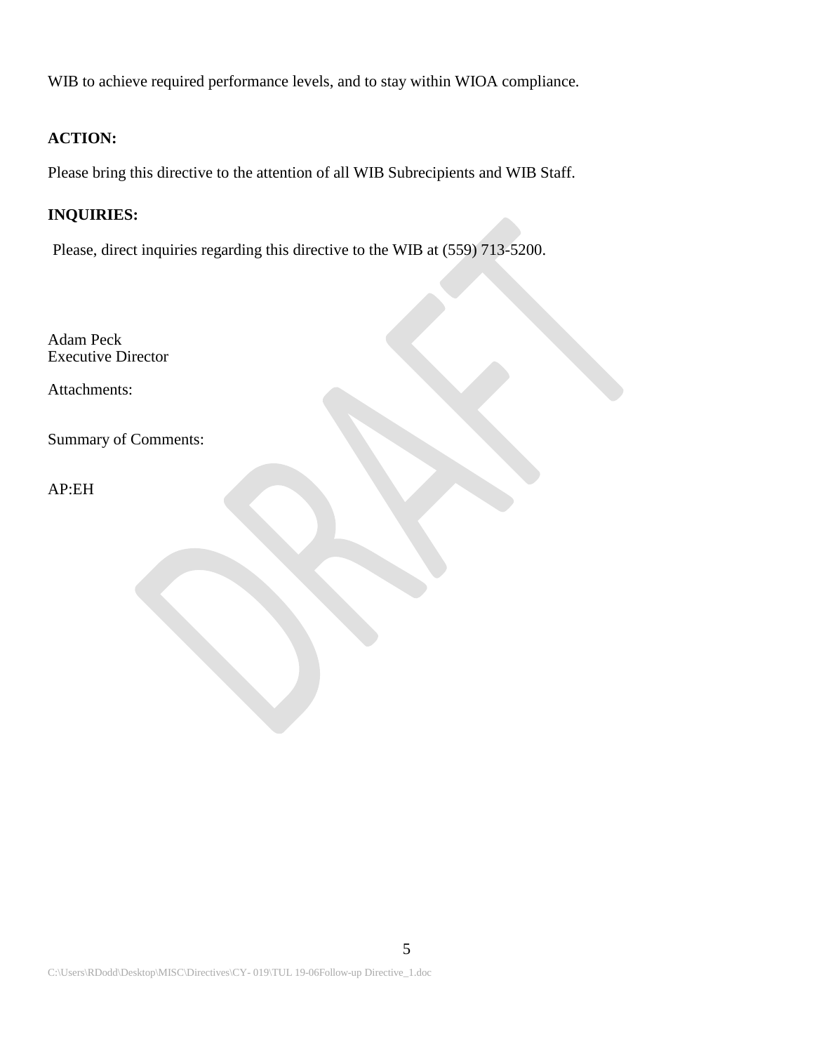WIB to achieve required performance levels, and to stay within WIOA compliance.

**ACTION:**

Please bring this directive to the attention of all WIB Subrecipients and WIB Staff.

**INQUIRIES:**

Please, direct inquiries regarding this directive to the WIB at (559) 713-5200.

Adam Peck
Executive Director

Attachments:

Summary of Comments:

AP:EH

C:\Users\RDodd\Desktop\MISC\Directives\CY- 019\TUL 19-06Follow-up Directive_1.doc